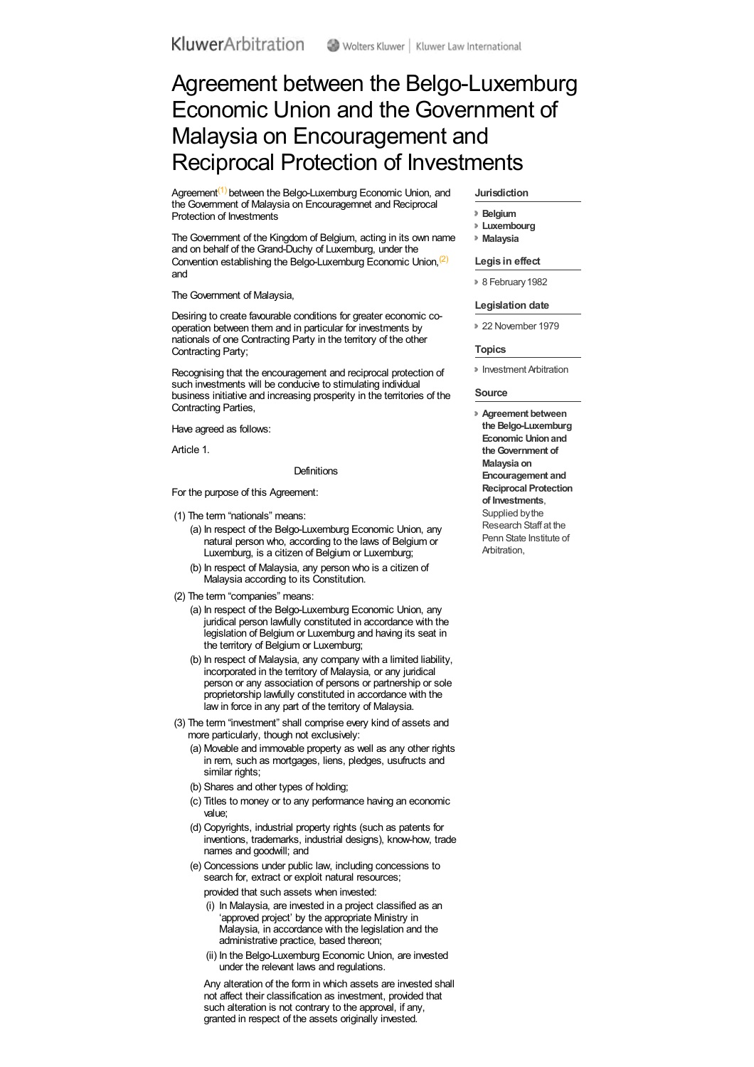# Agreement between the Belgo-Luxemburg Economic Union and the Government of Malaysia on Encouragement and Reciprocal Protection of Investments

**Jurisdiction**

- **Belgium**
- **Luxembourg**
- **Malaysia**

**Legis in effect**

- 8 February 1982

**Legislation date**

- 22 November 1979

**Topics**

- Investment Arbitration

**Source**

- **Agreement between the Belgo-Luxemburg Economic Union and the Government of Malaysia on Encouragement and Reciprocal Protection of Investments**, Supplied by the Research Staff at the Penn State Institute of Arbitration,

Agreement[1] between the Belgo-Luxemburg Economic Union, and the Government of Malaysia on Encouragemnet and Reciprocal Protection of Investments

The Government of the Kingdom of Belgium, acting in its own name and on behalf of the Grand-Duchy of Luxemburg, under the Convention establishing the Belgo-Luxemburg Economic Union,[2] and

The Government of Malaysia,

Desiring to create favourable conditions for greater economic co-operation between them and in particular for investments by nationals of one Contracting Party in the territory of the other Contracting Party;

Recognising that the encouragement and reciprocal protection of such investments will be conducive to stimulating individual business initiative and increasing prosperity in the territories of the Contracting Parties,

Have agreed as follows:

Article 1.

Definitions

For the purpose of this Agreement:

(1) The term "nationals" means:

(a) In respect of the Belgo-Luxemburg Economic Union, any natural person who, according to the laws of Belgium or Luxemburg, is a citizen of Belgium or Luxemburg;

(b) In respect of Malaysia, any person who is a citizen of Malaysia according to its Constitution.

(2) The term "companies" means:

(a) In respect of the Belgo-Luxemburg Economic Union, any juridical person lawfully constituted in accordance with the legislation of Belgium or Luxemburg and having its seat in the territory of Belgium or Luxemburg;

(b) In respect of Malaysia, any company with a limited liability, incorporated in the territory of Malaysia, or any juridical person or any association of persons or partnership or sole proprietorship lawfully constituted in accordance with the law in force in any part of the territory of Malaysia.

(3) The term "investment" shall comprise every kind of assets and more particularly, though not exclusively:

(a) Movable and immovable property as well as any other rights in rem, such as mortgages, liens, pledges, usufructs and similar rights;

(b) Shares and other types of holding;

(c) Titles to money or to any performance having an economic value;

(d) Copyrights, industrial property rights (such as patents for inventions, trademarks, industrial designs), know-how, trade names and goodwill; and

(e) Concessions under public law, including concessions to search for, extract or exploit natural resources;

provided that such assets when invested:

(i) In Malaysia, are invested in a project classified as an 'approved project' by the appropriate Ministry in Malaysia, in accordance with the legislation and the administrative practice, based thereon;

(ii) In the Belgo-Luxemburg Economic Union, are invested under the relevant laws and regulations.

Any alteration of the form in which assets are invested shall not affect their classification as investment, provided that such alteration is not contrary to the approval, if any, granted in respect of the assets originally invested.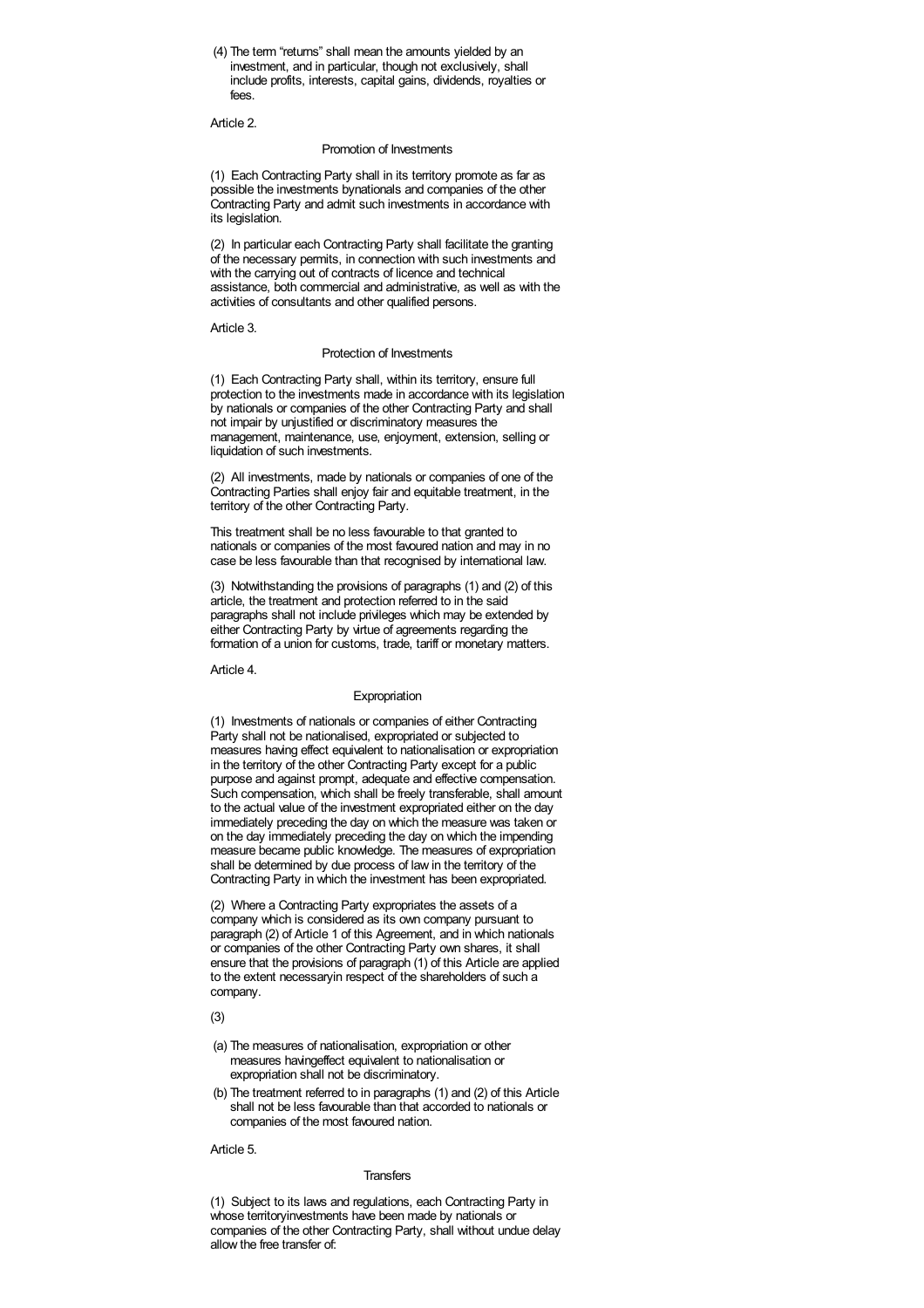(4) The term "returns" shall mean the amounts yielded by an investment, and in particular, though not exclusively, shall include profits, interests, capital gains, dividends, royalties or fees.

Article 2.

Promotion of Investments

(1) Each Contracting Party shall in its territory promote as far as possible the investments bynationals and companies of the other Contracting Party and admit such investments in accordance with its legislation.

(2) In particular each Contracting Party shall facilitate the granting of the necessary permits, in connection with such investments and with the carrying out of contracts of licence and technical assistance, both commercial and administrative, as well as with the activities of consultants and other qualified persons.

Article 3.

Protection of Investments

(1) Each Contracting Party shall, within its territory, ensure full protection to the investments made in accordance with its legislation by nationals or companies of the other Contracting Party and shall not impair by unjustified or discriminatory measures the management, maintenance, use, enjoyment, extension, selling or liquidation of such investments.

(2) All investments, made by nationals or companies of one of the Contracting Parties shall enjoy fair and equitable treatment, in the territory of the other Contracting Party.

This treatment shall be no less favourable to that granted to nationals or companies of the most favoured nation and may in no case be less favourable than that recognised by international law.

(3) Notwithstanding the provisions of paragraphs (1) and (2) of this article, the treatment and protection referred to in the said paragraphs shall not include privileges which may be extended by either Contracting Party by virtue of agreements regarding the formation of a union for customs, trade, tariff or monetary matters.

Article 4.

Expropriation

(1) Investments of nationals or companies of either Contracting Party shall not be nationalised, expropriated or subjected to measures having effect equivalent to nationalisation or expropriation in the territory of the other Contracting Party except for a public purpose and against prompt, adequate and effective compensation. Such compensation, which shall be freely transferable, shall amount to the actual value of the investment expropriated either on the day immediately preceding the day on which the measure was taken or on the day immediately preceding the day on which the impending measure became public knowledge. The measures of expropriation shall be determined by due process of law in the territory of the Contracting Party in which the investment has been expropriated.

(2) Where a Contracting Party expropriates the assets of a company which is considered as its own company pursuant to paragraph (2) of Article 1 of this Agreement, and in which nationals or companies of the other Contracting Party own shares, it shall ensure that the provisions of paragraph (1) of this Article are applied to the extent necessaryin respect of the shareholders of such a company.

(3)

(a) The measures of nationalisation, expropriation or other measures havingeffect equivalent to nationalisation or expropriation shall not be discriminatory.

(b) The treatment referred to in paragraphs (1) and (2) of this Article shall not be less favourable than that accorded to nationals or companies of the most favoured nation.

Article 5.

Transfers

(1) Subject to its laws and regulations, each Contracting Party in whose territoryinvestments have been made by nationals or companies of the other Contracting Party, shall without undue delay allow the free transfer of: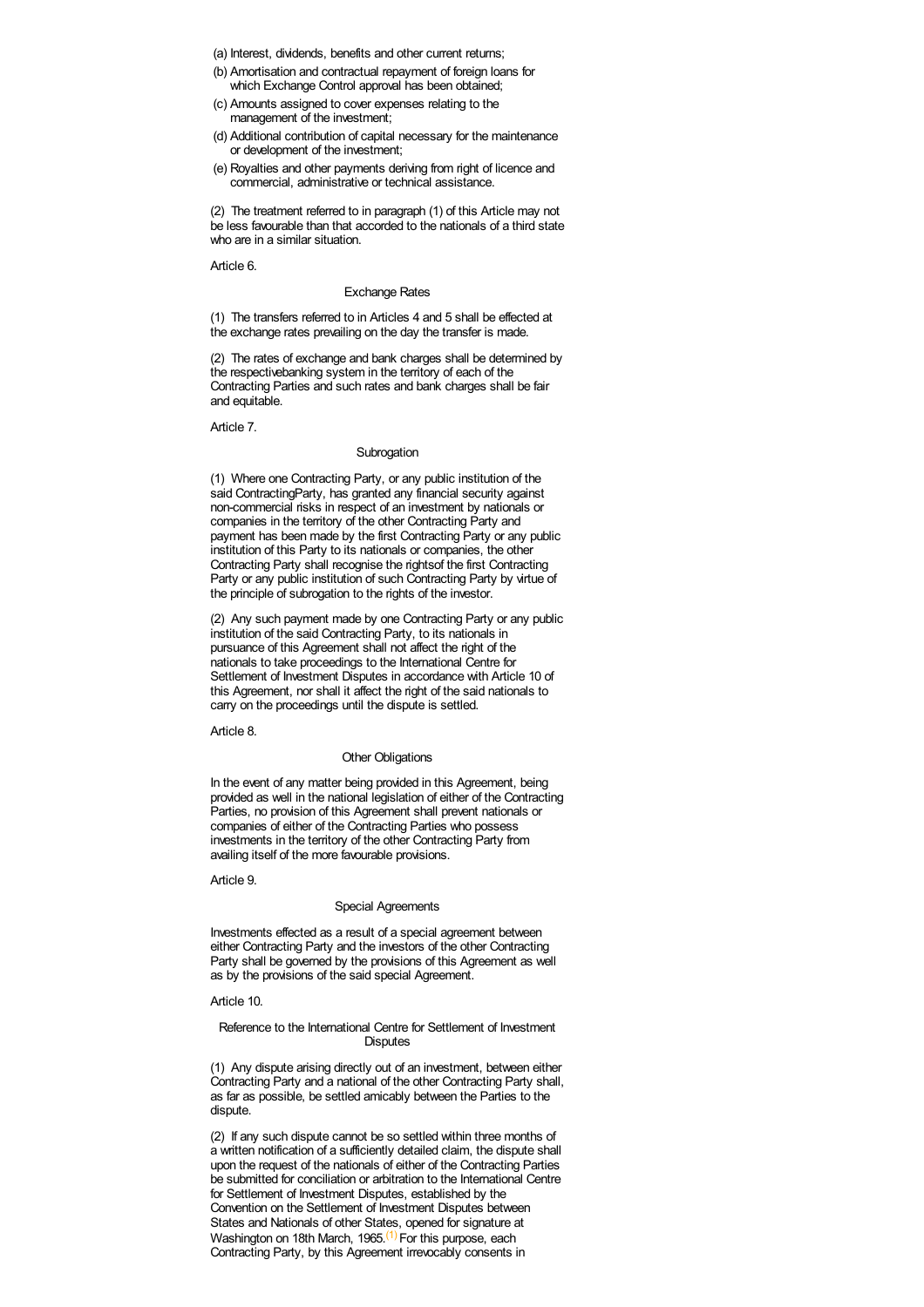(a) Interest, dividends, benefits and other current returns;

(b) Amortisation and contractual repayment of foreign loans for which Exchange Control approval has been obtained;

(c) Amounts assigned to cover expenses relating to the management of the investment;

(d) Additional contribution of capital necessary for the maintenance or development of the investment;

(e) Royalties and other payments deriving from right of licence and commercial, administrative or technical assistance.

(2) The treatment referred to in paragraph (1) of this Article may not be less favourable than that accorded to the nationals of a third state who are in a similar situation.

Article 6.

Exchange Rates

(1) The transfers referred to in Articles 4 and 5 shall be effected at the exchange rates prevailing on the day the transfer is made.

(2) The rates of exchange and bank charges shall be determined by the respectivebanking system in the territory of each of the Contracting Parties and such rates and bank charges shall be fair and equitable.

Article 7.

Subrogation

(1) Where one Contracting Party, or any public institution of the said ContractingParty, has granted any financial security against non-commercial risks in respect of an investment by nationals or companies in the territory of the other Contracting Party and payment has been made by the first Contracting Party or any public institution of this Party to its nationals or companies, the other Contracting Party shall recognise the rightsof the first Contracting Party or any public institution of such Contracting Party by virtue of the principle of subrogation to the rights of the investor.

(2) Any such payment made by one Contracting Party or any public institution of the said Contracting Party, to its nationals in pursuance of this Agreement shall not affect the right of the nationals to take proceedings to the International Centre for Settlement of Investment Disputes in accordance with Article 10 of this Agreement, nor shall it affect the right of the said nationals to carry on the proceedings until the dispute is settled.

Article 8.

Other Obligations

In the event of any matter being provided in this Agreement, being provided as well in the national legislation of either of the Contracting Parties, no provision of this Agreement shall prevent nationals or companies of either of the Contracting Parties who possess investments in the territory of the other Contracting Party from availing itself of the more favourable provisions.

Article 9.

Special Agreements

Investments effected as a result of a special agreement between either Contracting Party and the investors of the other Contracting Party shall be governed by the provisions of this Agreement as well as by the provisions of the said special Agreement.

Article 10.

Reference to the International Centre for Settlement of Investment Disputes

(1) Any dispute arising directly out of an investment, between either Contracting Party and a national of the other Contracting Party shall, as far as possible, be settled amicably between the Parties to the dispute.

(2) If any such dispute cannot be so settled within three months of a written notification of a sufficiently detailed claim, the dispute shall upon the request of the nationals of either of the Contracting Parties be submitted for conciliation or arbitration to the International Centre for Settlement of Investment Disputes, established by the Convention on the Settlement of Investment Disputes between States and Nationals of other States, opened for signature at Washington on 18th March, 1965.[1] For this purpose, each Contracting Party, by this Agreement irrevocably consents in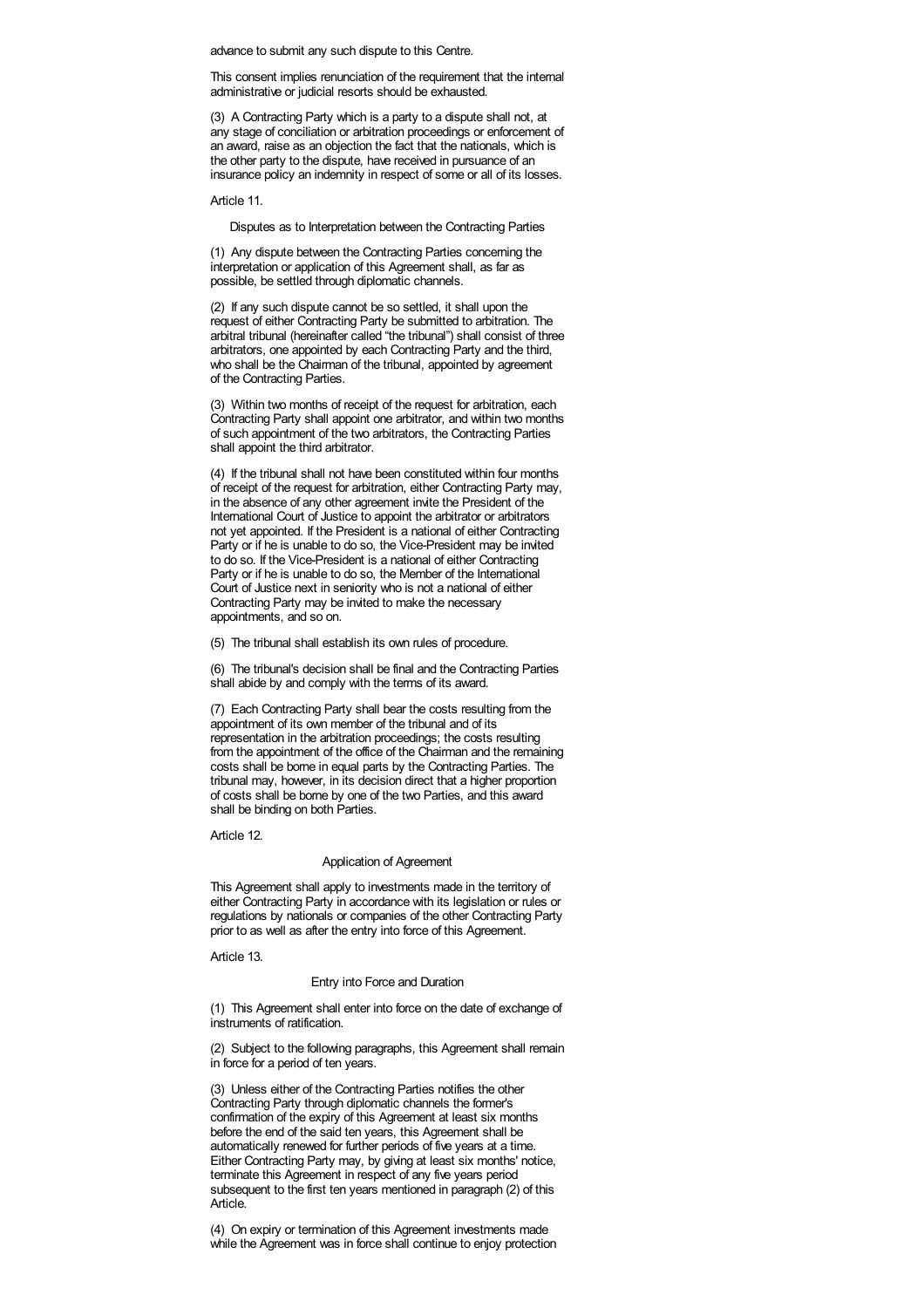advance to submit any such dispute to this Centre.

This consent implies renunciation of the requirement that the internal administrative or judicial resorts should be exhausted.

(3) A Contracting Party which is a party to a dispute shall not, at any stage of conciliation or arbitration proceedings or enforcement of an award, raise as an objection the fact that the nationals, which is the other party to the dispute, have received in pursuance of an insurance policy an indemnity in respect of some or all of its losses.

Article 11.

Disputes as to Interpretation between the Contracting Parties

(1) Any dispute between the Contracting Parties concerning the interpretation or application of this Agreement shall, as far as possible, be settled through diplomatic channels.

(2) If any such dispute cannot be so settled, it shall upon the request of either Contracting Party be submitted to arbitration. The arbitral tribunal (hereinafter called "the tribunal") shall consist of three arbitrators, one appointed by each Contracting Party and the third, who shall be the Chairman of the tribunal, appointed by agreement of the Contracting Parties.

(3) Within two months of receipt of the request for arbitration, each Contracting Party shall appoint one arbitrator, and within two months of such appointment of the two arbitrators, the Contracting Parties shall appoint the third arbitrator.

(4) If the tribunal shall not have been constituted within four months of receipt of the request for arbitration, either Contracting Party may, in the absence of any other agreement invite the President of the International Court of Justice to appoint the arbitrator or arbitrators not yet appointed. If the President is a national of either Contracting Party or if he is unable to do so, the Vice-President may be invited to do so. If the Vice-President is a national of either Contracting Party or if he is unable to do so, the Member of the International Court of Justice next in seniority who is not a national of either Contracting Party may be invited to make the necessary appointments, and so on.

(5) The tribunal shall establish its own rules of procedure.

(6) The tribunal's decision shall be final and the Contracting Parties shall abide by and comply with the terms of its award.

(7) Each Contracting Party shall bear the costs resulting from the appointment of its own member of the tribunal and of its representation in the arbitration proceedings; the costs resulting from the appointment of the office of the Chairman and the remaining costs shall be borne in equal parts by the Contracting Parties. The tribunal may, however, in its decision direct that a higher proportion of costs shall be borne by one of the two Parties, and this award shall be binding on both Parties.

Article 12.

Application of Agreement

This Agreement shall apply to investments made in the territory of either Contracting Party in accordance with its legislation or rules or regulations by nationals or companies of the other Contracting Party prior to as well as after the entry into force of this Agreement.

Article 13.

Entry into Force and Duration

(1) This Agreement shall enter into force on the date of exchange of instruments of ratification.

(2) Subject to the following paragraphs, this Agreement shall remain in force for a period of ten years.

(3) Unless either of the Contracting Parties notifies the other Contracting Party through diplomatic channels the former's confirmation of the expiry of this Agreement at least six months before the end of the said ten years, this Agreement shall be automatically renewed for further periods of five years at a time. Either Contracting Party may, by giving at least six months' notice, terminate this Agreement in respect of any five years period subsequent to the first ten years mentioned in paragraph (2) of this Article.

(4) On expiry or termination of this Agreement investments made while the Agreement was in force shall continue to enjoy protection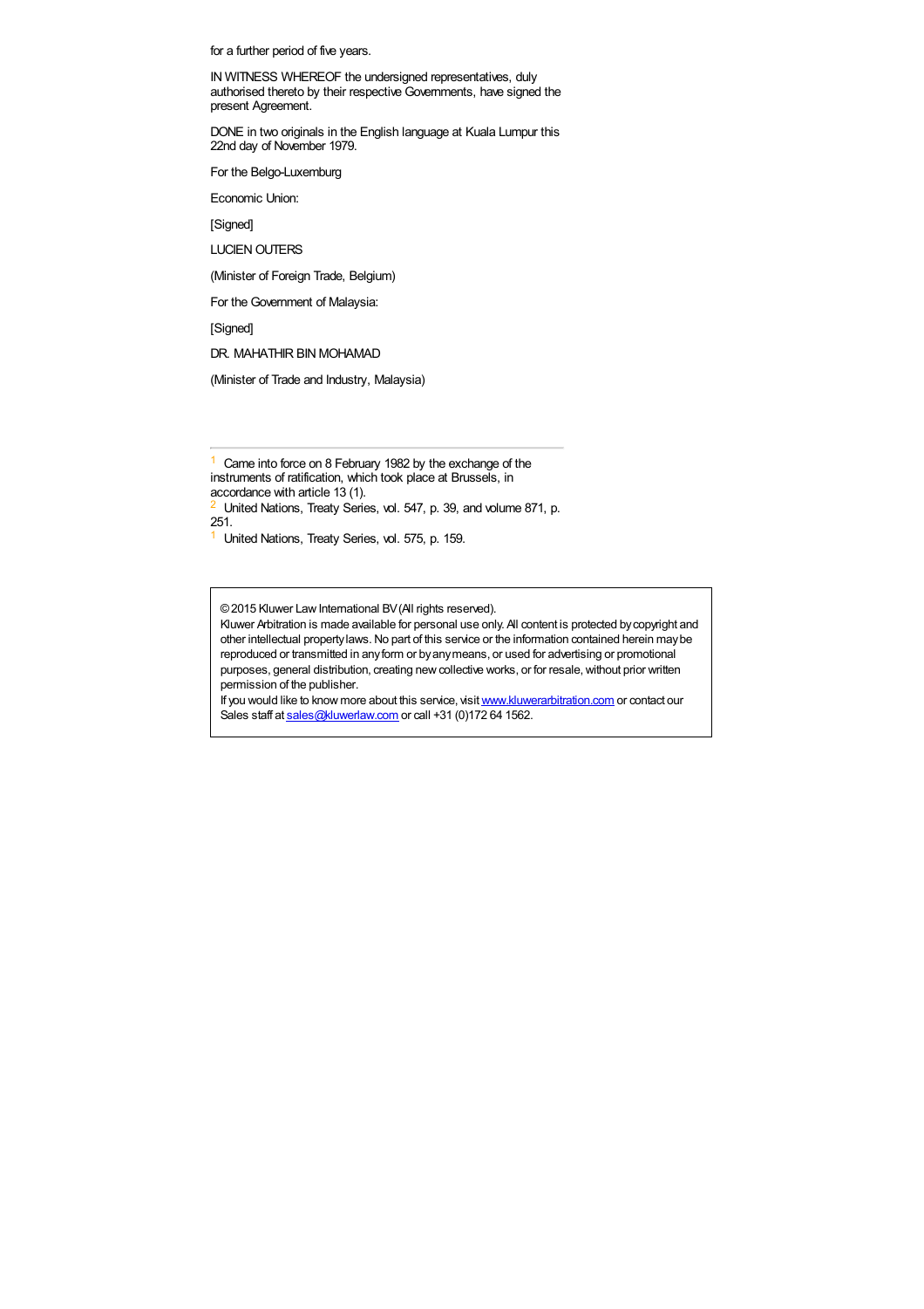for a further period of five years.

IN WITNESS WHEREOF the undersigned representatives, duly authorised thereto by their respective Governments, have signed the present Agreement.

DONE in two originals in the English language at Kuala Lumpur this 22nd day of November 1979.

For the Belgo-Luxemburg

Economic Union:

[Signed]

LUCIEN OUTERS

(Minister of Foreign Trade, Belgium)

For the Government of Malaysia:

[Signed]

DR. MAHATHIR BIN MOHAMAD

(Minister of Trade and Industry, Malaysia)

---

[1] Came into force on 8 February 1982 by the exchange of the instruments of ratification, which took place at Brussels, in accordance with article 13 (1).

[2] United Nations, Treaty Series, vol. 547, p. 39, and volume 871, p. 251.

[1] United Nations, Treaty Series, vol. 575, p. 159.

© 2015 Kluwer Law International BV (All rights reserved).
Kluwer Arbitration is made available for personal use only. All content is protected by copyright and other intellectual property laws. No part of this service or the information contained herein may be reproduced or transmitted in any form or by any means, or used for advertising or promotional purposes, general distribution, creating new collective works, or for resale, without prior written permission of the publisher.
If you would like to know more about this service, visit www.kluwerarbitration.com or contact our Sales staff at sales@kluwerlaw.com or call +31 (0)172 64 1562.